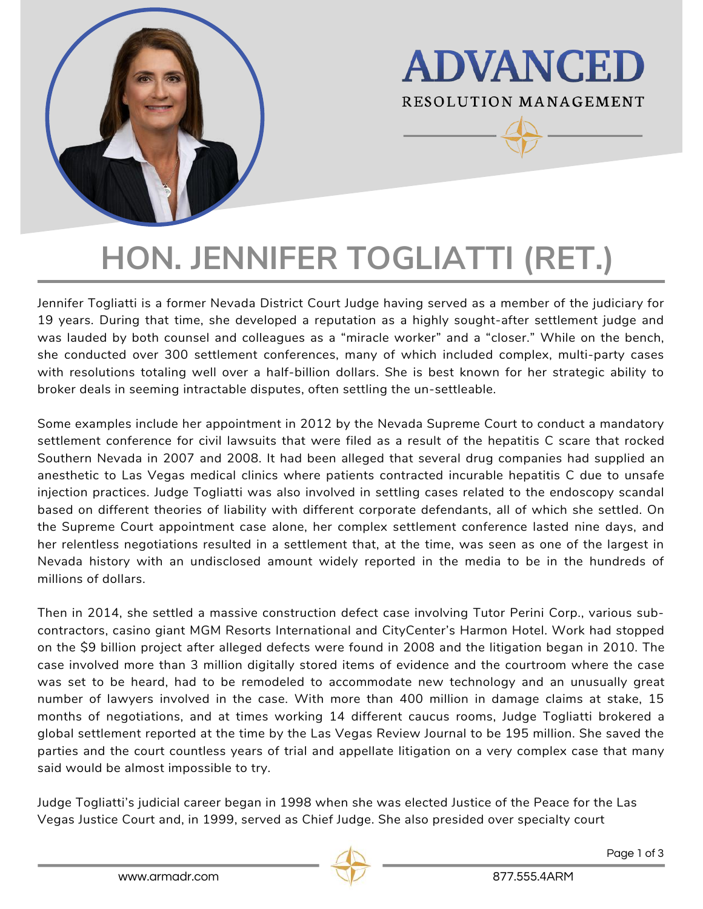ADVANCED

RESOLUTION MANAGEMENT

# HON. JENNIFER TOGLIATTI (RET.)

Jennifer Togliatti is a former Nevada District Court Judge having served as a member of the judiciary for 19 years. During that time, she developed a reputation as a highly sought-after settlement judge and was lauded by both counsel and colleagues as a "miracle worker" and a "closer." While on the bench, she conducted over 300 settlement conferences, many of which included complex, multi-party cases with resolutions totaling well over a half-billion dollars. She is best known for her strategic ability to broker deals in seeming intractable disputes, often settling the un-settleable.

Some examples include her appointment in 2012 by the Nevada Supreme Court to conduct a mandatory settlement conference for civil lawsuits that were filed as a result of the hepatitis C scare that rocked Southern Nevada in 2007 and 2008. It had been alleged that several drug companies had supplied an anesthetic to Las Vegas medical clinics where patients contracted incurable hepatitis C due to unsafe injection practices. Judge Togliatti was also involved in settling cases related to the endoscopy scandal based on different theories of liability with different corporate defendants, all of which she settled. On the Supreme Court appointment case alone, her complex settlement conference lasted nine days, and her relentless negotiations resulted in a settlement that, at the time, was seen as one of the largest in Nevada history with an undisclosed amount widely reported in the media to be in the hundreds of millions of dollars.

Then in 2014, she settled a massive construction defect case involving Tutor Perini Corp., various sub-contractors, casino giant MGM Resorts International and CityCenter's Harmon Hotel. Work had stopped on the $9 billion project after alleged defects were found in 2008 and the litigation began in 2010. The case involved more than 3 million digitally stored items of evidence and the courtroom where the case was set to be heard, had to be remodeled to accommodate new technology and an unusually great number of lawyers involved in the case. With more than 400 million in damage claims at stake, 15 months of negotiations, and at times working 14 different caucus rooms, Judge Togliatti brokered a global settlement reported at the time by the Las Vegas Review Journal to be 195 million. She saved the parties and the court countless years of trial and appellate litigation on a very complex case that many said would be almost impossible to try.

Judge Togliatti's judicial career began in 1998 when she was elected Justice of the Peace for the Las Vegas Justice Court and, in 1999, served as Chief Judge. She also presided over specialty court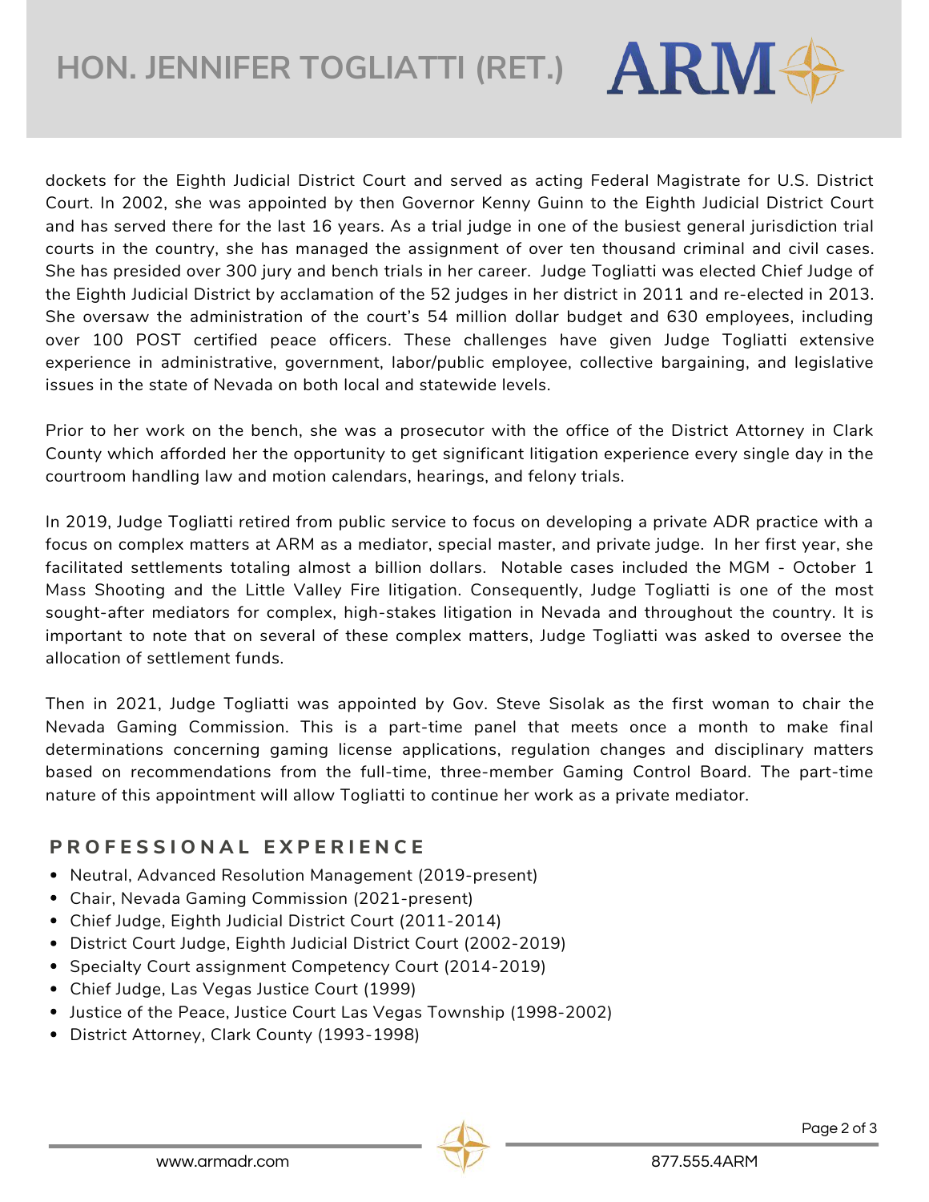dockets for the Eighth Judicial District Court and served as acting Federal Magistrate for U.S. District Court. In 2002, she was appointed by then Governor Kenny Guinn to the Eighth Judicial District Court and has served there for the last 16 years. As a trial judge in one of the busiest general jurisdiction trial courts in the country, she has managed the assignment of over ten thousand criminal and civil cases. She has presided over 300 jury and bench trials in her career. Judge Togliatti was elected Chief Judge of the Eighth Judicial District by acclamation of the 52 judges in her district in 2011 and re-elected in 2013. She oversaw the administration of the court's 54 million dollar budget and 630 employees, including over 100 POST certified peace officers. These challenges have given Judge Togliatti extensive experience in administrative, government, labor/public employee, collective bargaining, and legislative issues in the state of Nevada on both local and statewide levels.

Prior to her work on the bench, she was a prosecutor with the office of the District Attorney in Clark County which afforded her the opportunity to get significant litigation experience every single day in the courtroom handling law and motion calendars, hearings, and felony trials.

In 2019, Judge Togliatti retired from public service to focus on developing a private ADR practice with a focus on complex matters at ARM as a mediator, special master, and private judge. In her first year, she facilitated settlements totaling almost a billion dollars. Notable cases included the MGM - October 1 Mass Shooting and the Little Valley Fire litigation. Consequently, Judge Togliatti is one of the most sought-after mediators for complex, high-stakes litigation in Nevada and throughout the country. It is important to note that on several of these complex matters, Judge Togliatti was asked to oversee the allocation of settlement funds.

Then in 2021, Judge Togliatti was appointed by Gov. Steve Sisolak as the first woman to chair the Nevada Gaming Commission. This is a part-time panel that meets once a month to make final determinations concerning gaming license applications, regulation changes and disciplinary matters based on recommendations from the full-time, three-member Gaming Control Board. The part-time nature of this appointment will allow Togliatti to continue her work as a private mediator.

## PROFESSIONAL EXPERIENCE

- Neutral, Advanced Resolution Management (2019-present)
- Chair, Nevada Gaming Commission (2021-present)
- Chief Judge, Eighth Judicial District Court (2011-2014)
- District Court Judge, Eighth Judicial District Court (2002-2019)
- Specialty Court assignment Competency Court (2014-2019)
- Chief Judge, Las Vegas Justice Court (1999)
- Justice of the Peace, Justice Court Las Vegas Township (1998-2002)
- District Attorney, Clark County (1993-1998)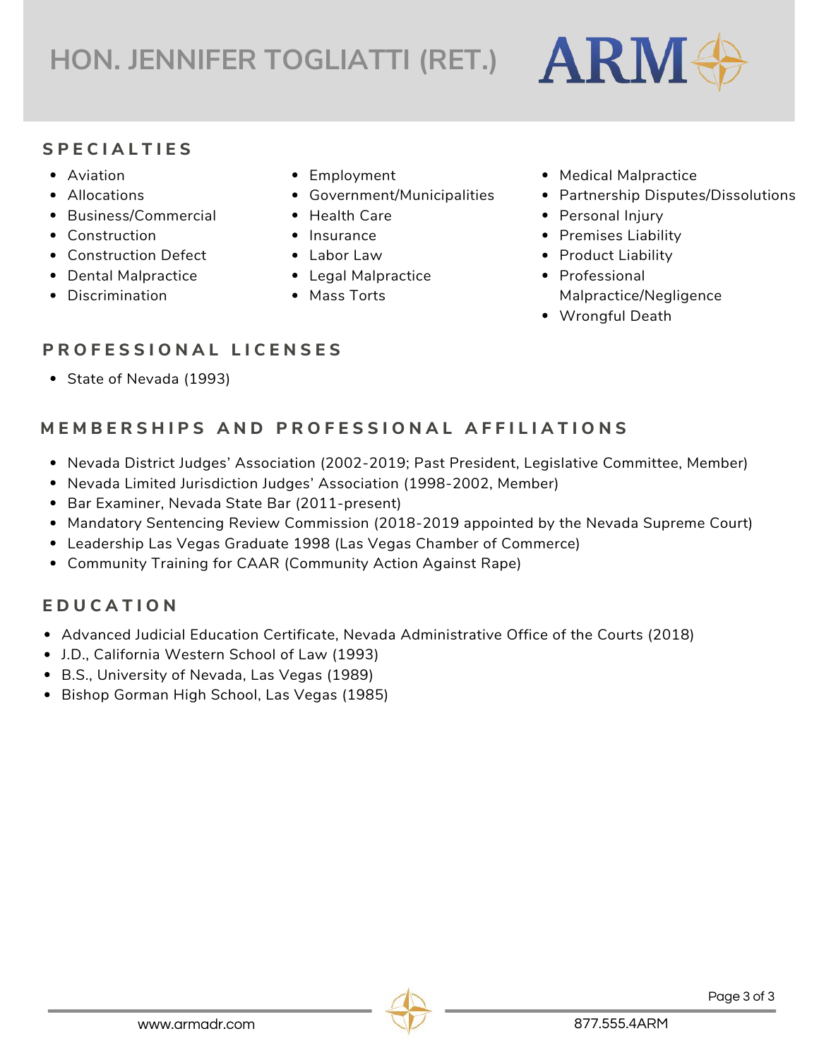# HON. JENNIFER TOGLIATTI (RET.)

## SPECIALTIES

- Aviation
- Allocations
- Business/Commercial
- Construction
- Construction Defect
- Dental Malpractice
- Discrimination
- Employment
- Government/Municipalities
- Health Care
- Insurance
- Labor Law
- Legal Malpractice
- Mass Torts
- Medical Malpractice
- Partnership Disputes/Dissolutions
- Personal Injury
- Premises Liability
- Product Liability
- Professional Malpractice/Negligence
- Wrongful Death

## PROFESSIONAL LICENSES

- State of Nevada (1993)

## MEMBERSHIPS AND PROFESSIONAL AFFILIATIONS

- Nevada District Judges' Association (2002-2019; Past President, Legislative Committee, Member)
- Nevada Limited Jurisdiction Judges' Association (1998-2002, Member)
- Bar Examiner, Nevada State Bar (2011-present)
- Mandatory Sentencing Review Commission (2018-2019 appointed by the Nevada Supreme Court)
- Leadership Las Vegas Graduate 1998 (Las Vegas Chamber of Commerce)
- Community Training for CAAR (Community Action Against Rape)

## EDUCATION

- Advanced Judicial Education Certificate, Nevada Administrative Office of the Courts (2018)
- J.D., California Western School of Law (1993)
- B.S., University of Nevada, Las Vegas (1989)
- Bishop Gorman High School, Las Vegas (1985)